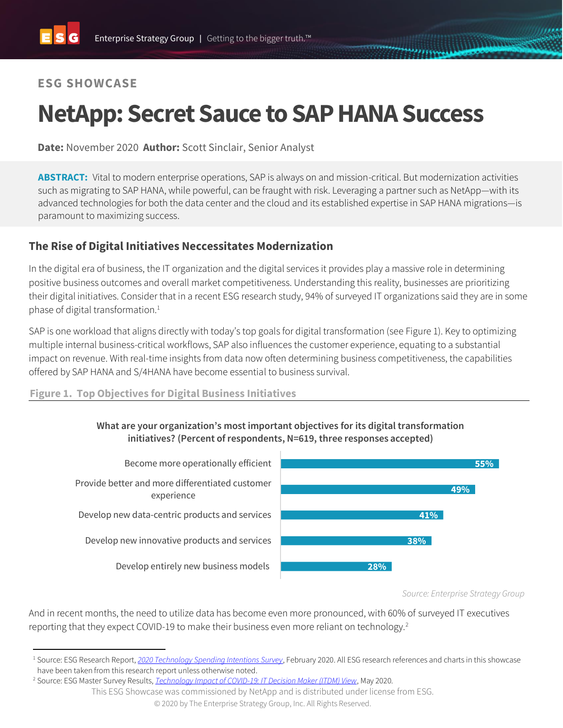ESG SHOWCASE

# NetApp: Secret Sauce to SAP HANA Success

**Date:** November 2020 **Author:** Scott Sinclair, Senior Analyst

**ABSTRACT:** Vital to modern enterprise operations, SAP is always on and mission-critical. But modernization activities such as migrating to SAP HANA, while powerful, can be fraught with risk. Leveraging a partner such as NetApp—with its advanced technologies for both the data center and the cloud and its established expertise in SAP HANA migrations—is paramount to maximizing success.

## The Rise of Digital Initiatives Neccessitates Modernization

In the digital era of business, the IT organization and the digital services it provides play a massive role in determining positive business outcomes and overall market competitiveness. Understanding this reality, businesses are prioritizing their digital initiatives. Consider that in a recent ESG research study, 94% of surveyed IT organizations said they are in some phase of digital transformation.[1]

SAP is one workload that aligns directly with today's top goals for digital transformation (see Figure 1). Key to optimizing multiple internal business-critical workflows, SAP also influences the customer experience, equating to a substantial impact on revenue. With real-time insights from data now often determining business competitiveness, the capabilities offered by SAP HANA and S/4HANA have become essential to business survival.

**Figure 1. Top Objectives for Digital Business Initiatives**

**What are your organization's most important objectives for its digital transformation initiatives? (Percent of respondents, N=619, three responses accepted)**

| Objective | Percent |
|---|---|
| Become more operationally efficient | 55% |
| Provide better and more differentiated customer experience | 49% |
| Develop new data-centric products and services | 41% |
| Develop new innovative products and services | 38% |
| Develop entirely new business models | 28% |

*Source: Enterprise Strategy Group*

And in recent months, the need to utilize data has become even more pronounced, with 60% of surveyed IT executives reporting that they expect COVID-19 to make their business even more reliant on technology.[2]

[1] Source: ESG Research Report, *2020 Technology Spending Intentions Survey*, February 2020. All ESG research references and charts in this showcase have been taken from this research report unless otherwise noted.

[2] Source: ESG Master Survey Results, *Technology Impact of COVID-19: IT Decision Maker (ITDM) View*, May 2020.

This ESG Showcase was commissioned by NetApp and is distributed under license from ESG.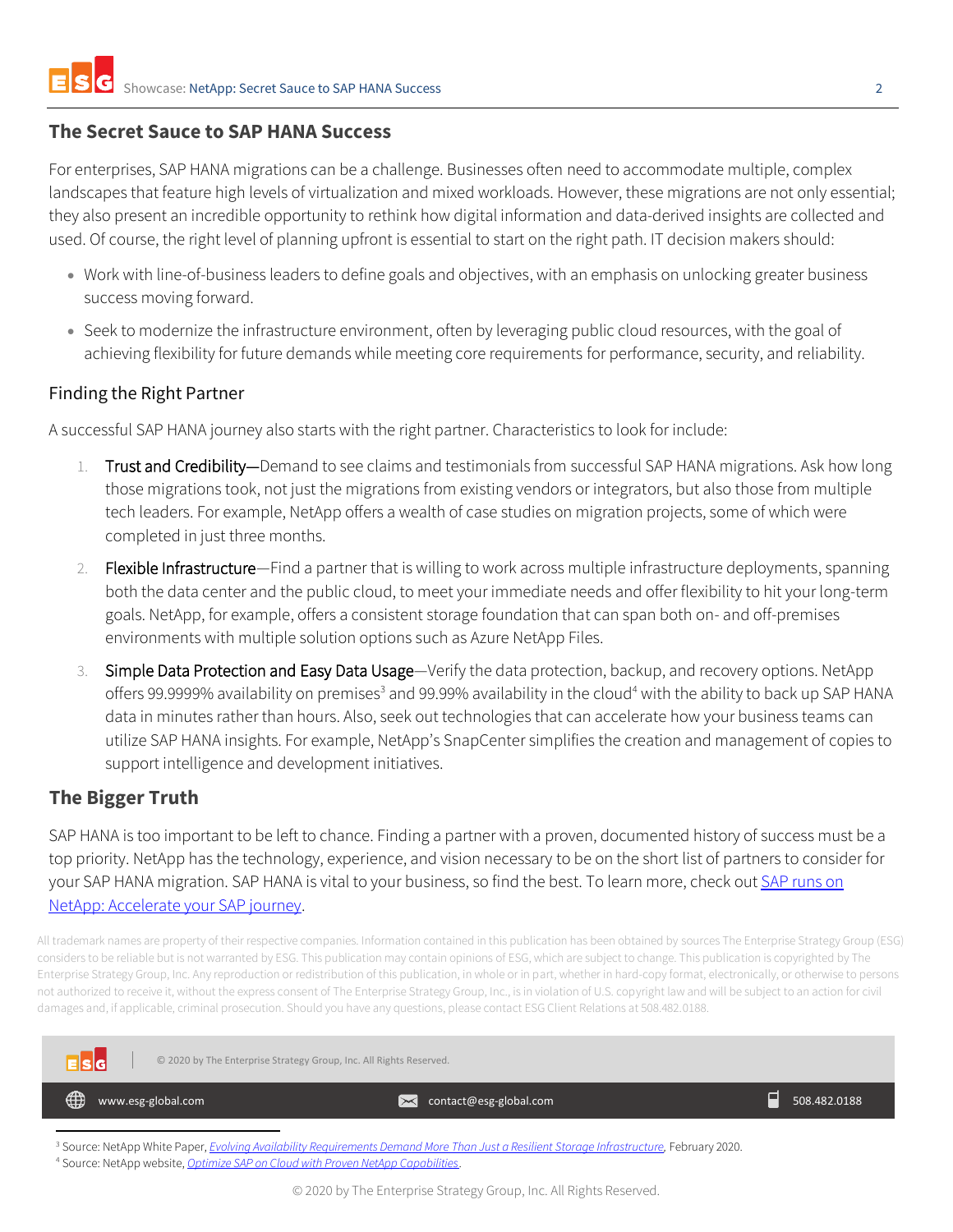## The Secret Sauce to SAP HANA Success

For enterprises, SAP HANA migrations can be a challenge. Businesses often need to accommodate multiple, complex landscapes that feature high levels of virtualization and mixed workloads. However, these migrations are not only essential; they also present an incredible opportunity to rethink how digital information and data-derived insights are collected and used. Of course, the right level of planning upfront is essential to start on the right path. IT decision makers should:

- Work with line-of-business leaders to define goals and objectives, with an emphasis on unlocking greater business success moving forward.
- Seek to modernize the infrastructure environment, often by leveraging public cloud resources, with the goal of achieving flexibility for future demands while meeting core requirements for performance, security, and reliability.

### Finding the Right Partner

A successful SAP HANA journey also starts with the right partner. Characteristics to look for include:

1. Trust and Credibility—Demand to see claims and testimonials from successful SAP HANA migrations. Ask how long those migrations took, not just the migrations from existing vendors or integrators, but also those from multiple tech leaders. For example, NetApp offers a wealth of case studies on migration projects, some of which were completed in just three months.
2. Flexible Infrastructure—Find a partner that is willing to work across multiple infrastructure deployments, spanning both the data center and the public cloud, to meet your immediate needs and offer flexibility to hit your long-term goals. NetApp, for example, offers a consistent storage foundation that can span both on- and off-premises environments with multiple solution options such as Azure NetApp Files.
3. Simple Data Protection and Easy Data Usage—Verify the data protection, backup, and recovery options. NetApp offers 99.9999% availability on premises[3] and 99.99% availability in the cloud[4] with the ability to back up SAP HANA data in minutes rather than hours. Also, seek out technologies that can accelerate how your business teams can utilize SAP HANA insights. For example, NetApp's SnapCenter simplifies the creation and management of copies to support intelligence and development initiatives.

## The Bigger Truth

SAP HANA is too important to be left to chance. Finding a partner with a proven, documented history of success must be a top priority. NetApp has the technology, experience, and vision necessary to be on the short list of partners to consider for your SAP HANA migration. SAP HANA is vital to your business, so find the best. To learn more, check out [SAP runs on NetApp: Accelerate your SAP journey](SAP runs on NetApp: Accelerate your SAP journey).

All trademark names are property of their respective companies. Information contained in this publication has been obtained by sources The Enterprise Strategy Group (ESG) considers to be reliable but is not warranted by ESG. This publication may contain opinions of ESG, which are subject to change. This publication is copyrighted by The Enterprise Strategy Group, Inc. Any reproduction or redistribution of this publication, in whole or in part, whether in hard-copy format, electronically, or otherwise to persons not authorized to receive it, without the express consent of The Enterprise Strategy Group, Inc., is in violation of U.S. copyright law and will be subject to an action for civil damages and, if applicable, criminal prosecution. Should you have any questions, please contact ESG Client Relations at 508.482.0188.

© 2020 by The Enterprise Strategy Group, Inc. All Rights Reserved.

www.esg-global.com | contact@esg-global.com | 508.482.0188

[3] Source: NetApp White Paper, *Evolving Availability Requirements Demand More Than Just a Resilient Storage Infrastructure*, February 2020.
[4] Source: NetApp website, *Optimize SAP on Cloud with Proven NetApp Capabilities*.